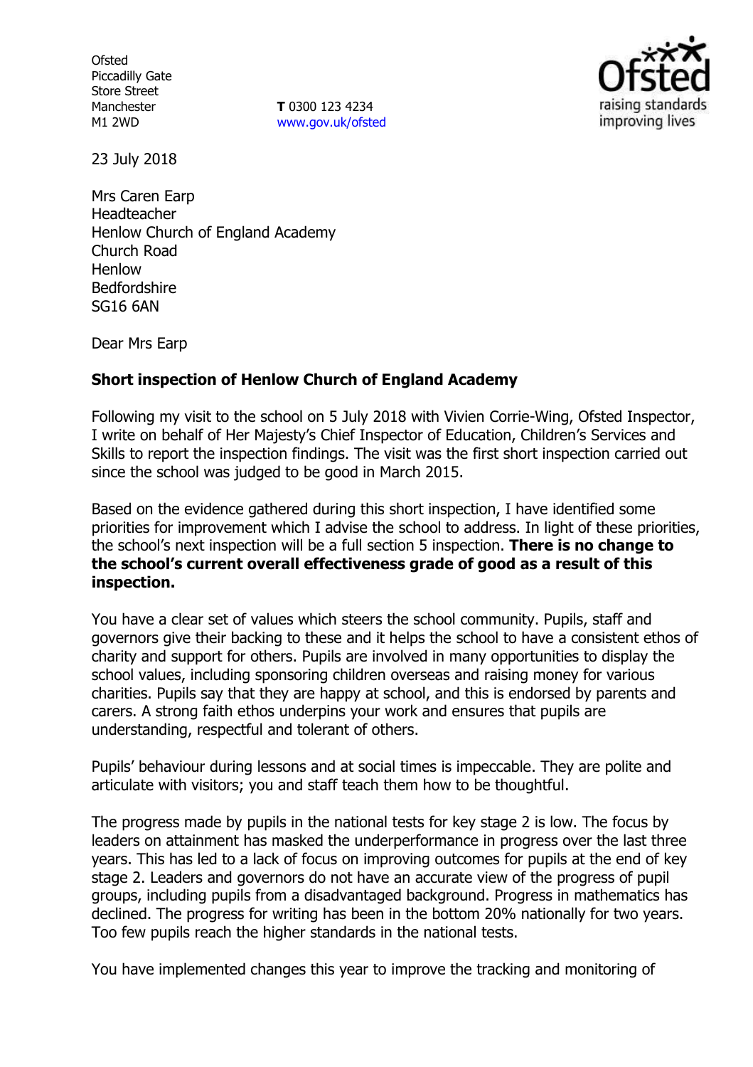Ofsted
Piccadilly Gate
Store Street
Manchester
M1 2WD

**T** 0300 123 4234
www.gov.uk/ofsted

23 July 2018

Mrs Caren Earp
Headteacher
Henlow Church of England Academy
Church Road
Henlow
Bedfordshire
SG16 6AN

Dear Mrs Earp

**Short inspection of Henlow Church of England Academy**

Following my visit to the school on 5 July 2018 with Vivien Corrie-Wing, Ofsted Inspector, I write on behalf of Her Majesty's Chief Inspector of Education, Children's Services and Skills to report the inspection findings. The visit was the first short inspection carried out since the school was judged to be good in March 2015.

Based on the evidence gathered during this short inspection, I have identified some priorities for improvement which I advise the school to address. In light of these priorities, the school's next inspection will be a full section 5 inspection. **There is no change to the school's current overall effectiveness grade of good as a result of this inspection.**

You have a clear set of values which steers the school community. Pupils, staff and governors give their backing to these and it helps the school to have a consistent ethos of charity and support for others. Pupils are involved in many opportunities to display the school values, including sponsoring children overseas and raising money for various charities. Pupils say that they are happy at school, and this is endorsed by parents and carers. A strong faith ethos underpins your work and ensures that pupils are understanding, respectful and tolerant of others.

Pupils' behaviour during lessons and at social times is impeccable. They are polite and articulate with visitors; you and staff teach them how to be thoughtful.

The progress made by pupils in the national tests for key stage 2 is low. The focus by leaders on attainment has masked the underperformance in progress over the last three years. This has led to a lack of focus on improving outcomes for pupils at the end of key stage 2. Leaders and governors do not have an accurate view of the progress of pupil groups, including pupils from a disadvantaged background. Progress in mathematics has declined. The progress for writing has been in the bottom 20% nationally for two years. Too few pupils reach the higher standards in the national tests.

You have implemented changes this year to improve the tracking and monitoring of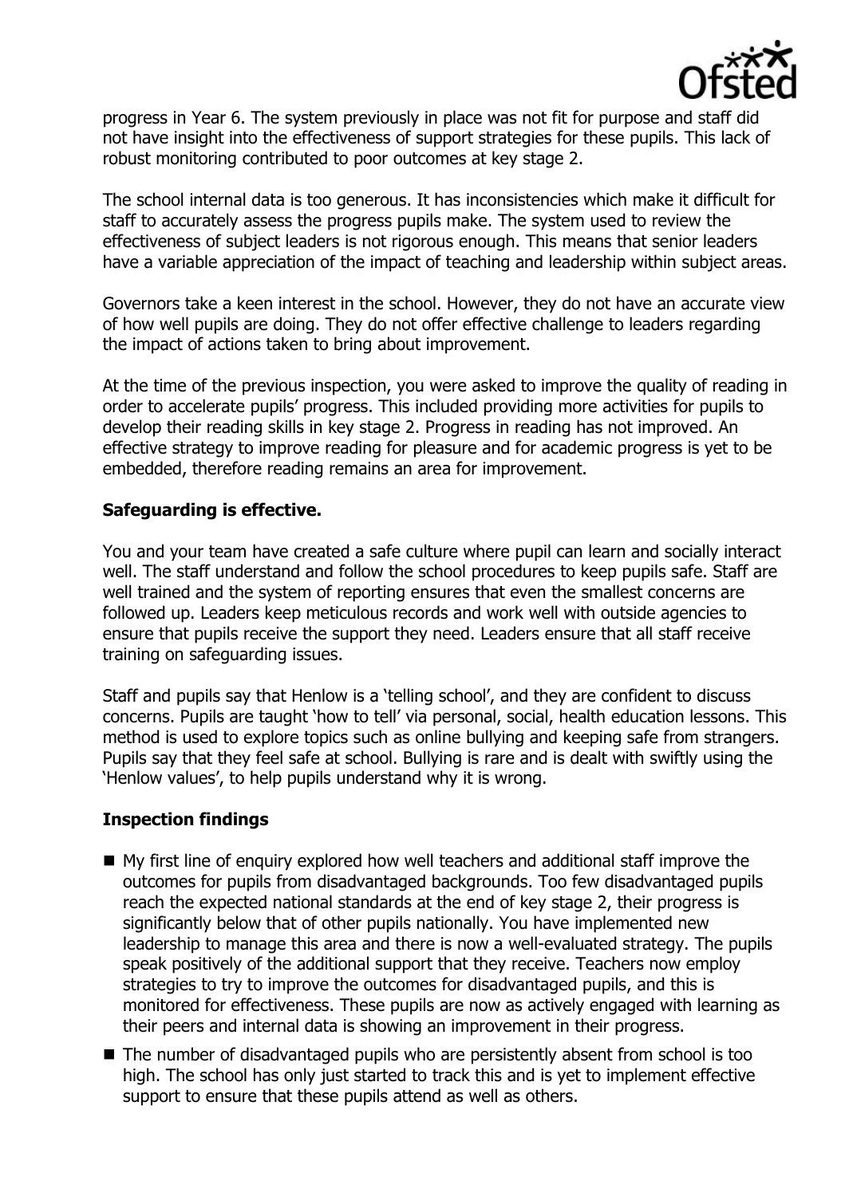progress in Year 6. The system previously in place was not fit for purpose and staff did not have insight into the effectiveness of support strategies for these pupils. This lack of robust monitoring contributed to poor outcomes at key stage 2.

The school internal data is too generous. It has inconsistencies which make it difficult for staff to accurately assess the progress pupils make. The system used to review the effectiveness of subject leaders is not rigorous enough. This means that senior leaders have a variable appreciation of the impact of teaching and leadership within subject areas.

Governors take a keen interest in the school. However, they do not have an accurate view of how well pupils are doing. They do not offer effective challenge to leaders regarding the impact of actions taken to bring about improvement.

At the time of the previous inspection, you were asked to improve the quality of reading in order to accelerate pupils' progress. This included providing more activities for pupils to develop their reading skills in key stage 2. Progress in reading has not improved. An effective strategy to improve reading for pleasure and for academic progress is yet to be embedded, therefore reading remains an area for improvement.

## Safeguarding is effective.

You and your team have created a safe culture where pupil can learn and socially interact well. The staff understand and follow the school procedures to keep pupils safe. Staff are well trained and the system of reporting ensures that even the smallest concerns are followed up. Leaders keep meticulous records and work well with outside agencies to ensure that pupils receive the support they need. Leaders ensure that all staff receive training on safeguarding issues.

Staff and pupils say that Henlow is a 'telling school', and they are confident to discuss concerns. Pupils are taught 'how to tell' via personal, social, health education lessons. This method is used to explore topics such as online bullying and keeping safe from strangers. Pupils say that they feel safe at school. Bullying is rare and is dealt with swiftly using the 'Henlow values', to help pupils understand why it is wrong.

## Inspection findings

- My first line of enquiry explored how well teachers and additional staff improve the outcomes for pupils from disadvantaged backgrounds. Too few disadvantaged pupils reach the expected national standards at the end of key stage 2, their progress is significantly below that of other pupils nationally. You have implemented new leadership to manage this area and there is now a well-evaluated strategy. The pupils speak positively of the additional support that they receive. Teachers now employ strategies to try to improve the outcomes for disadvantaged pupils, and this is monitored for effectiveness. These pupils are now as actively engaged with learning as their peers and internal data is showing an improvement in their progress.
- The number of disadvantaged pupils who are persistently absent from school is too high. The school has only just started to track this and is yet to implement effective support to ensure that these pupils attend as well as others.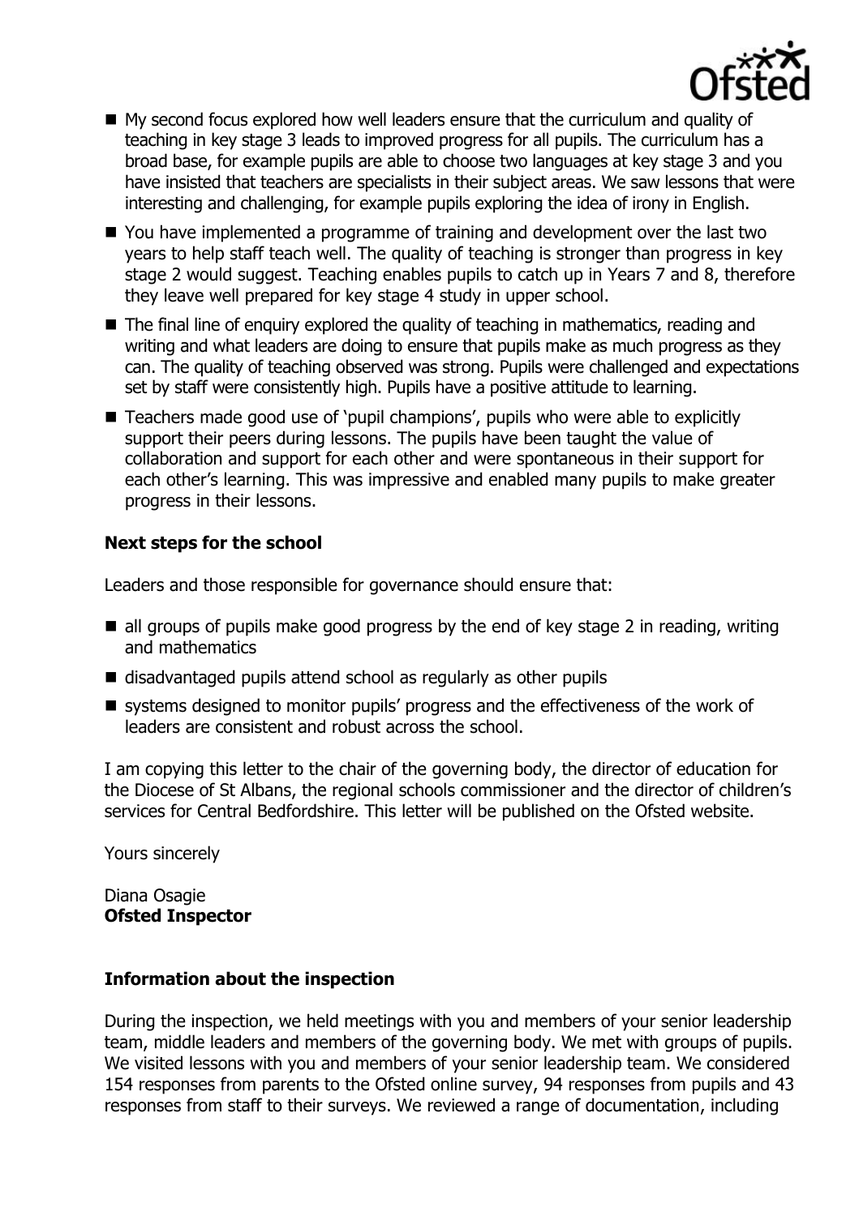- My second focus explored how well leaders ensure that the curriculum and quality of teaching in key stage 3 leads to improved progress for all pupils. The curriculum has a broad base, for example pupils are able to choose two languages at key stage 3 and you have insisted that teachers are specialists in their subject areas. We saw lessons that were interesting and challenging, for example pupils exploring the idea of irony in English.
- You have implemented a programme of training and development over the last two years to help staff teach well. The quality of teaching is stronger than progress in key stage 2 would suggest. Teaching enables pupils to catch up in Years 7 and 8, therefore they leave well prepared for key stage 4 study in upper school.
- The final line of enquiry explored the quality of teaching in mathematics, reading and writing and what leaders are doing to ensure that pupils make as much progress as they can. The quality of teaching observed was strong. Pupils were challenged and expectations set by staff were consistently high. Pupils have a positive attitude to learning.
- Teachers made good use of 'pupil champions', pupils who were able to explicitly support their peers during lessons. The pupils have been taught the value of collaboration and support for each other and were spontaneous in their support for each other's learning. This was impressive and enabled many pupils to make greater progress in their lessons.

**Next steps for the school**

Leaders and those responsible for governance should ensure that:

- all groups of pupils make good progress by the end of key stage 2 in reading, writing and mathematics
- disadvantaged pupils attend school as regularly as other pupils
- systems designed to monitor pupils' progress and the effectiveness of the work of leaders are consistent and robust across the school.

I am copying this letter to the chair of the governing body, the director of education for the Diocese of St Albans, the regional schools commissioner and the director of children's services for Central Bedfordshire. This letter will be published on the Ofsted website.

Yours sincerely

Diana Osagie
**Ofsted Inspector**

**Information about the inspection**

During the inspection, we held meetings with you and members of your senior leadership team, middle leaders and members of the governing body. We met with groups of pupils. We visited lessons with you and members of your senior leadership team. We considered 154 responses from parents to the Ofsted online survey, 94 responses from pupils and 43 responses from staff to their surveys. We reviewed a range of documentation, including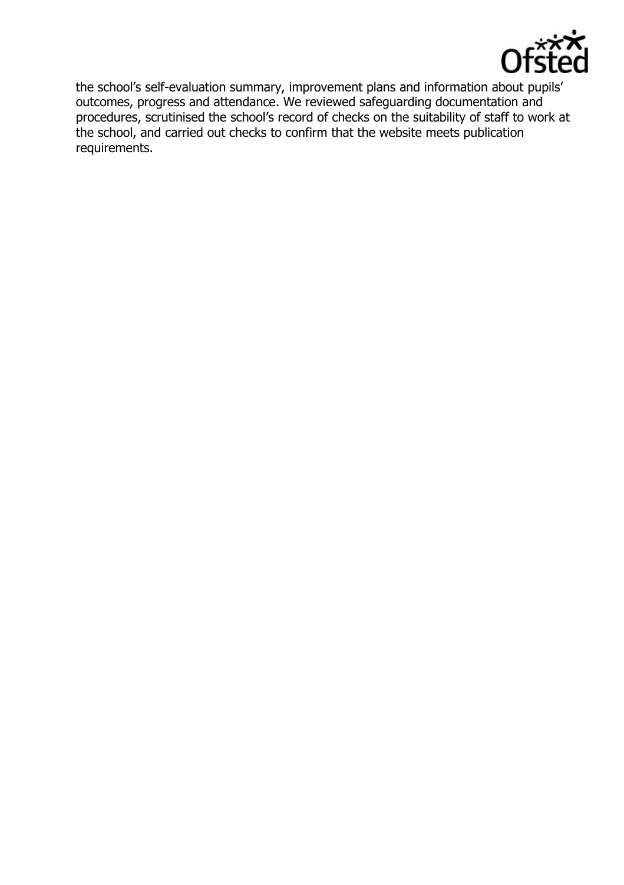the school's self-evaluation summary, improvement plans and information about pupils' outcomes, progress and attendance. We reviewed safeguarding documentation and procedures, scrutinised the school's record of checks on the suitability of staff to work at the school, and carried out checks to confirm that the website meets publication requirements.